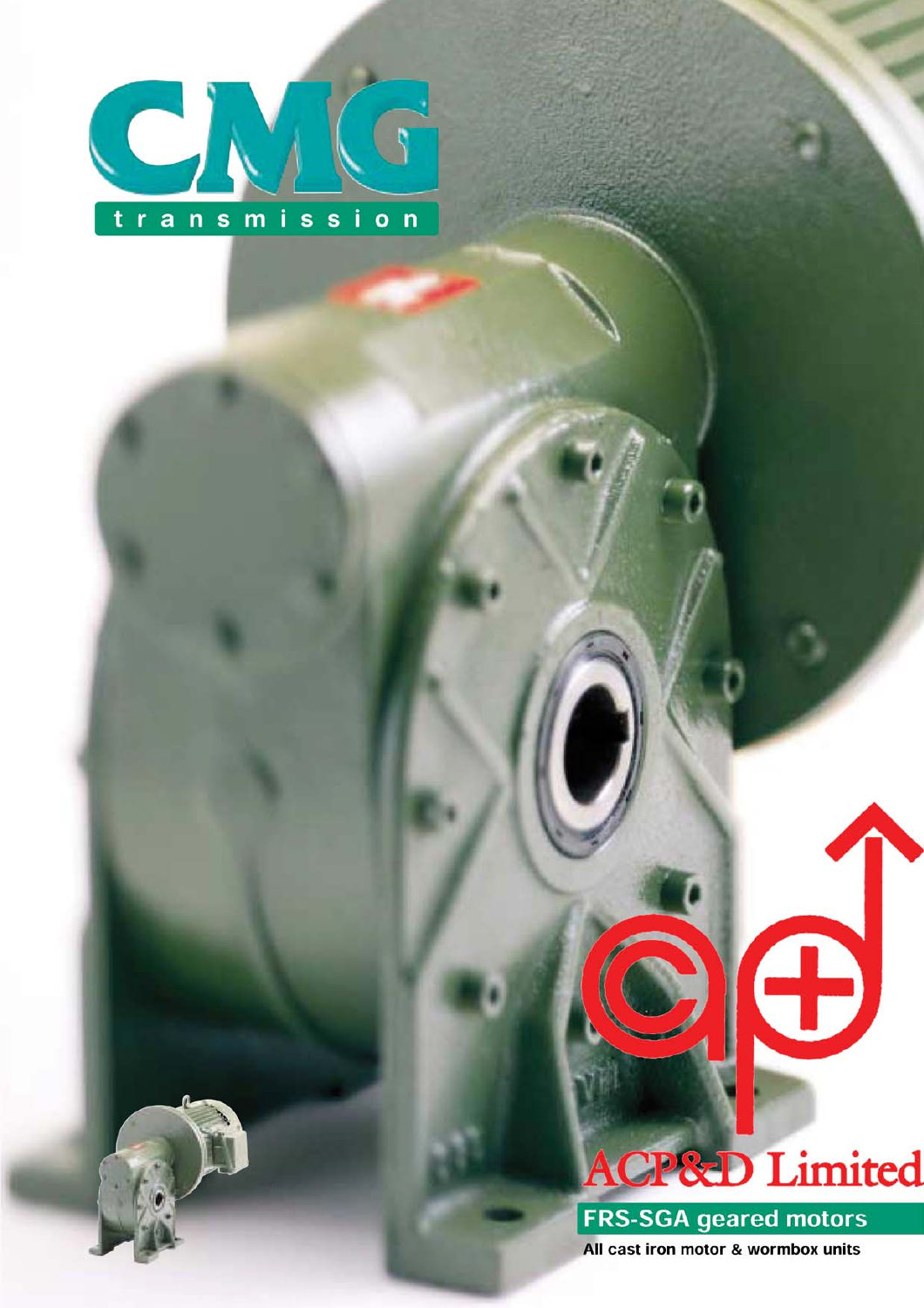# CMG

transmission

ACP&D Limited

## FRS-SGA geared motors

All cast iron motor & wormbox units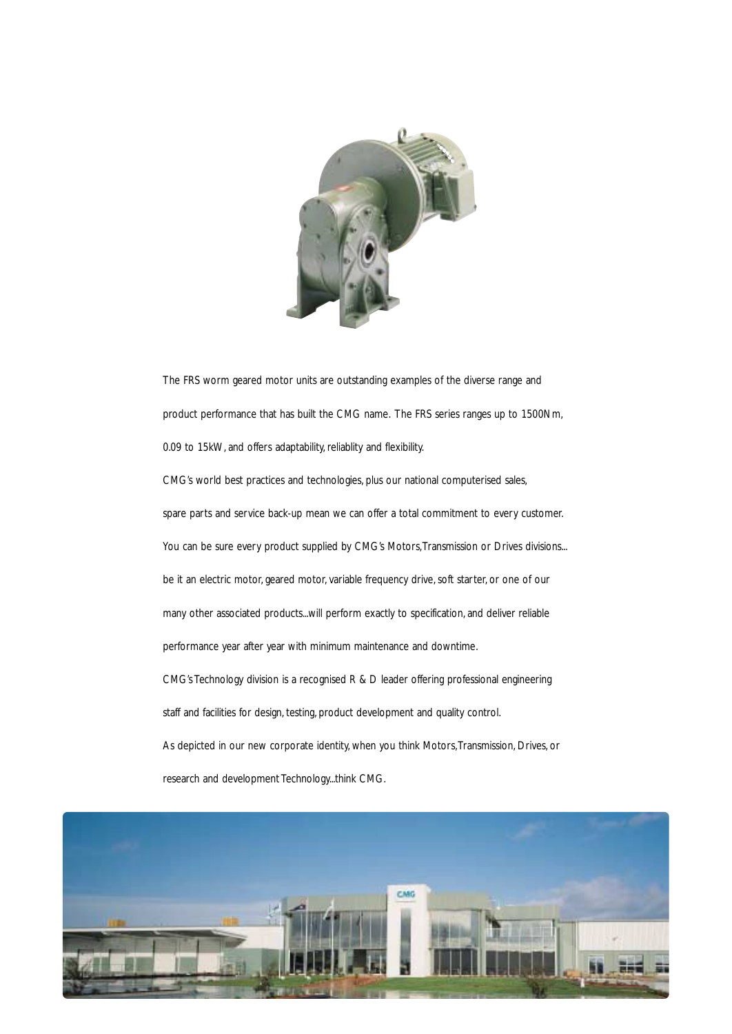The FRS worm geared motor units are outstanding examples of the diverse range and product performance that has built the CMG name. The FRS series ranges up to 1500Nm, 0.09 to 15kW, and offers adaptability, reliablity and flexibility.

CMG's world best practices and technologies, plus our national computerised sales, spare parts and service back-up mean we can offer a total commitment to every customer. You can be sure every product supplied by CMG's Motors, Transmission or Drives divisions... be it an electric motor, geared motor, variable frequency drive, soft starter, or one of our many other associated products...will perform exactly to specification, and deliver reliable performance year after year with minimum maintenance and downtime.

CMG's Technology division is a recognised R & D leader offering professional engineering staff and facilities for design, testing, product development and quality control.

As depicted in our new corporate identity, when you think Motors, Transmission, Drives, or research and development Technology...think CMG.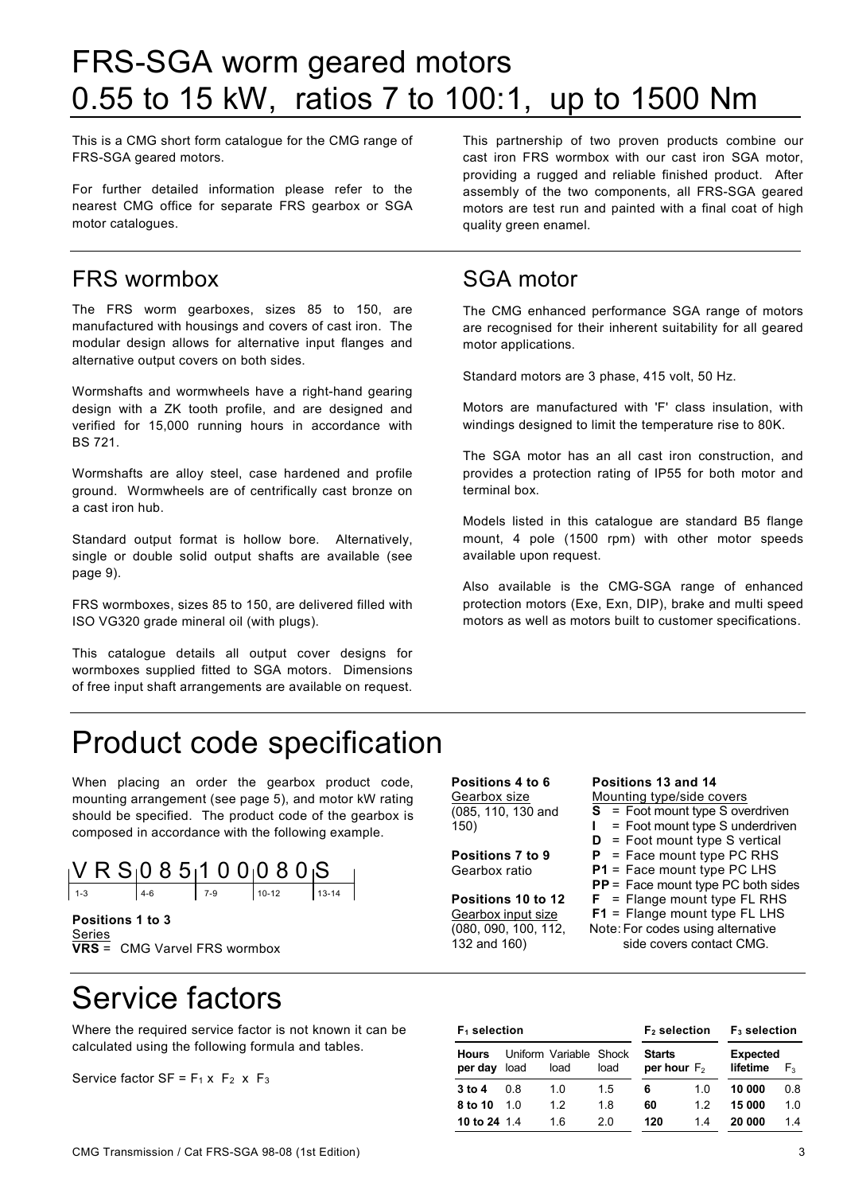# FRS-SGA worm geared motors
# 0.55 to 15 kW, ratios 7 to 100:1, up to 1500 Nm

This is a CMG short form catalogue for the CMG range of FRS-SGA geared motors.

For further detailed information please refer to the nearest CMG office for separate FRS gearbox or SGA motor catalogues.

This partnership of two proven products combine our cast iron FRS wormbox with our cast iron SGA motor, providing a rugged and reliable finished product. After assembly of the two components, all FRS-SGA geared motors are test run and painted with a final coat of high quality green enamel.

## FRS wormbox

The FRS worm gearboxes, sizes 85 to 150, are manufactured with housings and covers of cast iron. The modular design allows for alternative input flanges and alternative output covers on both sides.

Wormshafts and wormwheels have a right-hand gearing design with a ZK tooth profile, and are designed and verified for 15,000 running hours in accordance with BS 721.

Wormshafts are alloy steel, case hardened and profile ground. Wormwheels are of centrifically cast bronze on a cast iron hub.

Standard output format is hollow bore. Alternatively, single or double solid output shafts are available (see page 9).

FRS wormboxes, sizes 85 to 150, are delivered filled with ISO VG320 grade mineral oil (with plugs).

This catalogue details all output cover designs for wormboxes supplied fitted to SGA motors. Dimensions of free input shaft arrangements are available on request.

## SGA motor

The CMG enhanced performance SGA range of motors are recognised for their inherent suitability for all geared motor applications.

Standard motors are 3 phase, 415 volt, 50 Hz.

Motors are manufactured with 'F' class insulation, with windings designed to limit the temperature rise to 80K.

The SGA motor has an all cast iron construction, and provides a protection rating of IP55 for both motor and terminal box.

Models listed in this catalogue are standard B5 flange mount, 4 pole (1500 rpm) with other motor speeds available upon request.

Also available is the CMG-SGA range of enhanced protection motors (Exe, Exn, DIP), brake and multi speed motors as well as motors built to customer specifications.

# Product code specification

When placing an order the gearbox product code, mounting arrangement (see page 5), and motor kW rating should be specified. The product code of the gearbox is composed in accordance with the following example.

| V R S | 0 8 5 | 1 0 0 | 0 8 0 | S |
|---|---|---|---|---|
| 1-3 | 4-6 | 7-9 | 10-12 | 13-14 |

**Positions 1 to 3**
Series
**VRS** = CMG Varvel FRS wormbox

**Positions 4 to 6**
Gearbox size
(085, 110, 130 and 150)

**Positions 7 to 9**
Gearbox ratio

**Positions 10 to 12**
Gearbox input size
(080, 090, 100, 112, 132 and 160)

**Positions 13 and 14**
Mounting type/side covers
- **S** = Foot mount type S overdriven
- **I** = Foot mount type S underdriven
- **D** = Foot mount type S vertical
- **P** = Face mount type PC RHS
- **P1** = Face mount type PC LHS
- **PP** = Face mount type PC both sides
- **F** = Flange mount type FL RHS
- **F1** = Flange mount type FL LHS

Note: For codes using alternative side covers contact CMG.

# Service factors

Where the required service factor is not known it can be calculated using the following formula and tables.

Service factor SF = $F_1$ x $F_2$ x $F_3$

| $F_1$ selection | | | | $F_2$ selection | | $F_3$ selection | |
|---|---|---|---|---|---|---|---|
| **Hours per day** | Uniform load | Variable load | Shock load | **Starts per hour** | $F_2$ | **Expected lifetime** | $F_3$ |
| **3 to 4** | 0.8 | 1.0 | 1.5 | **6** | 1.0 | **10 000** | 0.8 |
| **8 to 10** | 1.0 | 1.2 | 1.8 | **60** | 1.2 | **15 000** | 1.0 |
| **10 to 24** | 1.4 | 1.6 | 2.0 | **120** | 1.4 | **20 000** | 1.4 |

CMG Transmission / Cat FRS-SGA 98-08 (1st Edition)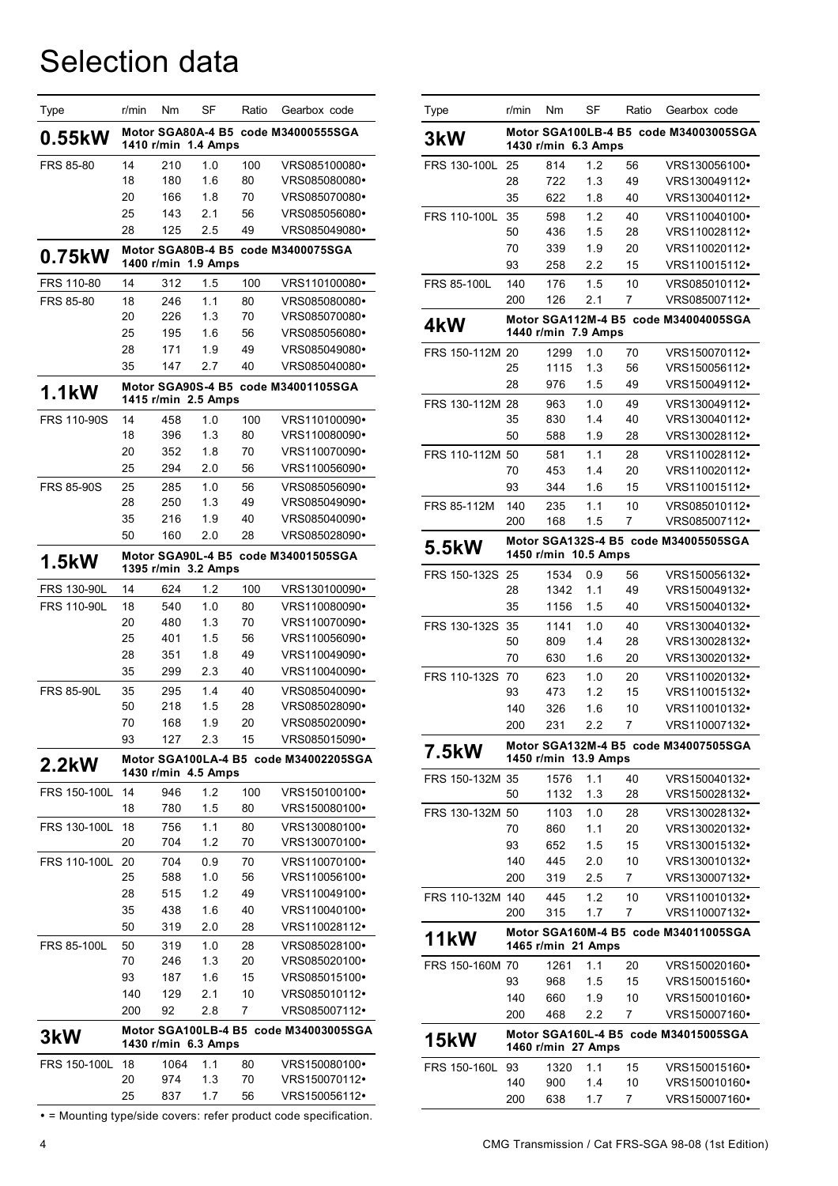# Selection data

| Type | r/min | Nm | SF | Ratio | Gearbox code |
|---|---|---|---|---|---|
| **0.55kW** | Motor SGA80A-4 B5 code M34000555SGA 1410 r/min 1.4 Amps | | | | |
| FRS 85-80 | 14 | 210 | 1.0 | 100 | VRS085100080• |
| | 18 | 180 | 1.6 | 80 | VRS085080080• |
| | 20 | 166 | 1.8 | 70 | VRS085070080• |
| | 25 | 143 | 2.1 | 56 | VRS085056080• |
| | 28 | 125 | 2.5 | 49 | VRS085049080• |
| **0.75kW** | Motor SGA80B-4 B5 code M3400075SGA 1400 r/min 1.9 Amps | | | | |
| FRS 110-80 | 14 | 312 | 1.5 | 100 | VRS110100080• |
| FRS 85-80 | 18 | 246 | 1.1 | 80 | VRS085080080• |
| | 20 | 226 | 1.3 | 70 | VRS085070080• |
| | 25 | 195 | 1.6 | 56 | VRS085056080• |
| | 28 | 171 | 1.9 | 49 | VRS085049080• |
| | 35 | 147 | 2.7 | 40 | VRS085040080• |
| **1.1kW** | Motor SGA90S-4 B5 code M34001105SGA 1415 r/min 2.5 Amps | | | | |
| FRS 110-90S | 14 | 458 | 1.0 | 100 | VRS110100090• |
| | 18 | 396 | 1.3 | 80 | VRS110080090• |
| | 20 | 352 | 1.8 | 70 | VRS110070090• |
| | 25 | 294 | 2.0 | 56 | VRS110056090• |
| FRS 85-90S | 25 | 285 | 1.0 | 56 | VRS085056090• |
| | 28 | 250 | 1.3 | 49 | VRS085049090• |
| | 35 | 216 | 1.9 | 40 | VRS085040090• |
| | 50 | 160 | 2.0 | 28 | VRS085028090• |
| **1.5kW** | Motor SGA90L-4 B5 code M34001505SGA 1395 r/min 3.2 Amps | | | | |
| FRS 130-90L | 14 | 624 | 1.2 | 100 | VRS130100090• |
| FRS 110-90L | 18 | 540 | 1.0 | 80 | VRS110080090• |
| | 20 | 480 | 1.3 | 70 | VRS110070090• |
| | 25 | 401 | 1.5 | 56 | VRS110056090• |
| | 28 | 351 | 1.8 | 49 | VRS110049090• |
| | 35 | 299 | 2.3 | 40 | VRS110040090• |
| FRS 85-90L | 35 | 295 | 1.4 | 40 | VRS085040090• |
| | 50 | 218 | 1.5 | 28 | VRS085028090• |
| | 70 | 168 | 1.9 | 20 | VRS085020090• |
| | 93 | 127 | 2.3 | 15 | VRS085015090• |
| **2.2kW** | Motor SGA100LA-4 B5 code M34002205SGA 1430 r/min 4.5 Amps | | | | |
| FRS 150-100L | 14 | 946 | 1.2 | 100 | VRS150100100• |
| | 18 | 780 | 1.5 | 80 | VRS150080100• |
| FRS 130-100L | 18 | 756 | 1.1 | 80 | VRS130080100• |
| | 20 | 704 | 1.2 | 70 | VRS130070100• |
| FRS 110-100L | 20 | 704 | 0.9 | 70 | VRS110070100• |
| | 25 | 588 | 1.0 | 56 | VRS110056100• |
| | 28 | 515 | 1.2 | 49 | VRS110049100• |
| | 35 | 438 | 1.6 | 40 | VRS110040100• |
| | 50 | 319 | 2.0 | 28 | VRS110028112• |
| FRS 85-100L | 50 | 319 | 1.0 | 28 | VRS085028100• |
| | 70 | 246 | 1.3 | 20 | VRS085020100• |
| | 93 | 187 | 1.6 | 15 | VRS085015100• |
| | 140 | 129 | 2.1 | 10 | VRS085010112• |
| | 200 | 92 | 2.8 | 7 | VRS085007112• |
| **3kW** | Motor SGA100LB-4 B5 code M34003005SGA 1430 r/min 6.3 Amps | | | | |
| FRS 150-100L | 18 | 1064 | 1.1 | 80 | VRS150080100• |
| | 20 | 974 | 1.3 | 70 | VRS150070112• |
| | 25 | 837 | 1.7 | 56 | VRS150056112• |

• = Mounting type/side covers: refer product code specification.

| Type | r/min | Nm | SF | Ratio | Gearbox code |
|---|---|---|---|---|---|
| **3kW** | Motor SGA100LB-4 B5 code M34003005SGA 1430 r/min 6.3 Amps | | | | |
| FRS 130-100L | 25 | 814 | 1.2 | 56 | VRS130056100• |
| | 28 | 722 | 1.3 | 49 | VRS130049112• |
| | 35 | 622 | 1.8 | 40 | VRS130040112• |
| FRS 110-100L | 35 | 598 | 1.2 | 40 | VRS110040100• |
| | 50 | 436 | 1.5 | 28 | VRS110028112• |
| | 70 | 339 | 1.9 | 20 | VRS110020112• |
| | 93 | 258 | 2.2 | 15 | VRS110015112• |
| FRS 85-100L | 140 | 176 | 1.5 | 10 | VRS085010112• |
| | 200 | 126 | 2.1 | 7 | VRS085007112• |
| **4kW** | Motor SGA112M-4 B5 code M34004005SGA 1440 r/min 7.9 Amps | | | | |
| FRS 150-112M | 20 | 1299 | 1.0 | 70 | VRS150070112• |
| | 25 | 1115 | 1.3 | 56 | VRS150056112• |
| | 28 | 976 | 1.5 | 49 | VRS150049112• |
| FRS 130-112M | 28 | 963 | 1.0 | 49 | VRS130049112• |
| | 35 | 830 | 1.4 | 40 | VRS130040112• |
| | 50 | 588 | 1.9 | 28 | VRS130028112• |
| FRS 110-112M | 50 | 581 | 1.1 | 28 | VRS110028112• |
| | 70 | 453 | 1.4 | 20 | VRS110020112• |
| | 93 | 344 | 1.6 | 15 | VRS110015112• |
| FRS 85-112M | 140 | 235 | 1.1 | 10 | VRS085010112• |
| | 200 | 168 | 1.5 | 7 | VRS085007112• |
| **5.5kW** | Motor SGA132S-4 B5 code M34005505SGA 1450 r/min 10.5 Amps | | | | |
| FRS 150-132S | 25 | 1534 | 0.9 | 56 | VRS150056132• |
| | 28 | 1342 | 1.1 | 49 | VRS150049132• |
| | 35 | 1156 | 1.5 | 40 | VRS150040132• |
| FRS 130-132S | 35 | 1141 | 1.0 | 40 | VRS130040132• |
| | 50 | 809 | 1.4 | 28 | VRS130028132• |
| | 70 | 630 | 1.6 | 20 | VRS130020132• |
| FRS 110-132S | 70 | 623 | 1.0 | 20 | VRS110020132• |
| | 93 | 473 | 1.2 | 15 | VRS110015132• |
| | 140 | 326 | 1.6 | 10 | VRS110010132• |
| | 200 | 231 | 2.2 | 7 | VRS110007132• |
| **7.5kW** | Motor SGA132M-4 B5 code M34007505SGA 1450 r/min 13.9 Amps | | | | |
| FRS 150-132M | 35 | 1576 | 1.1 | 40 | VRS150040132• |
| | 50 | 1132 | 1.3 | 28 | VRS150028132• |
| FRS 130-132M | 50 | 1103 | 1.0 | 28 | VRS130028132• |
| | 70 | 860 | 1.1 | 20 | VRS130020132• |
| | 93 | 652 | 1.5 | 15 | VRS130015132• |
| | 140 | 445 | 2.0 | 10 | VRS130010132• |
| | 200 | 319 | 2.5 | 7 | VRS130007132• |
| FRS 110-132M | 140 | 445 | 1.2 | 10 | VRS110010132• |
| | 200 | 315 | 1.7 | 7 | VRS110007132• |
| **11kW** | Motor SGA160M-4 B5 code M34011005SGA 1465 r/min 21 Amps | | | | |
| FRS 150-160M | 70 | 1261 | 1.1 | 20 | VRS150020160• |
| | 93 | 968 | 1.5 | 15 | VRS150015160• |
| | 140 | 660 | 1.9 | 10 | VRS150010160• |
| | 200 | 468 | 2.2 | 7 | VRS150007160• |
| **15kW** | Motor SGA160L-4 B5 code M34015005SGA 1460 r/min 27 Amps | | | | |
| FRS 150-160L | 93 | 1320 | 1.1 | 15 | VRS150015160• |
| | 140 | 900 | 1.4 | 10 | VRS150010160• |
| | 200 | 638 | 1.7 | 7 | VRS150007160• |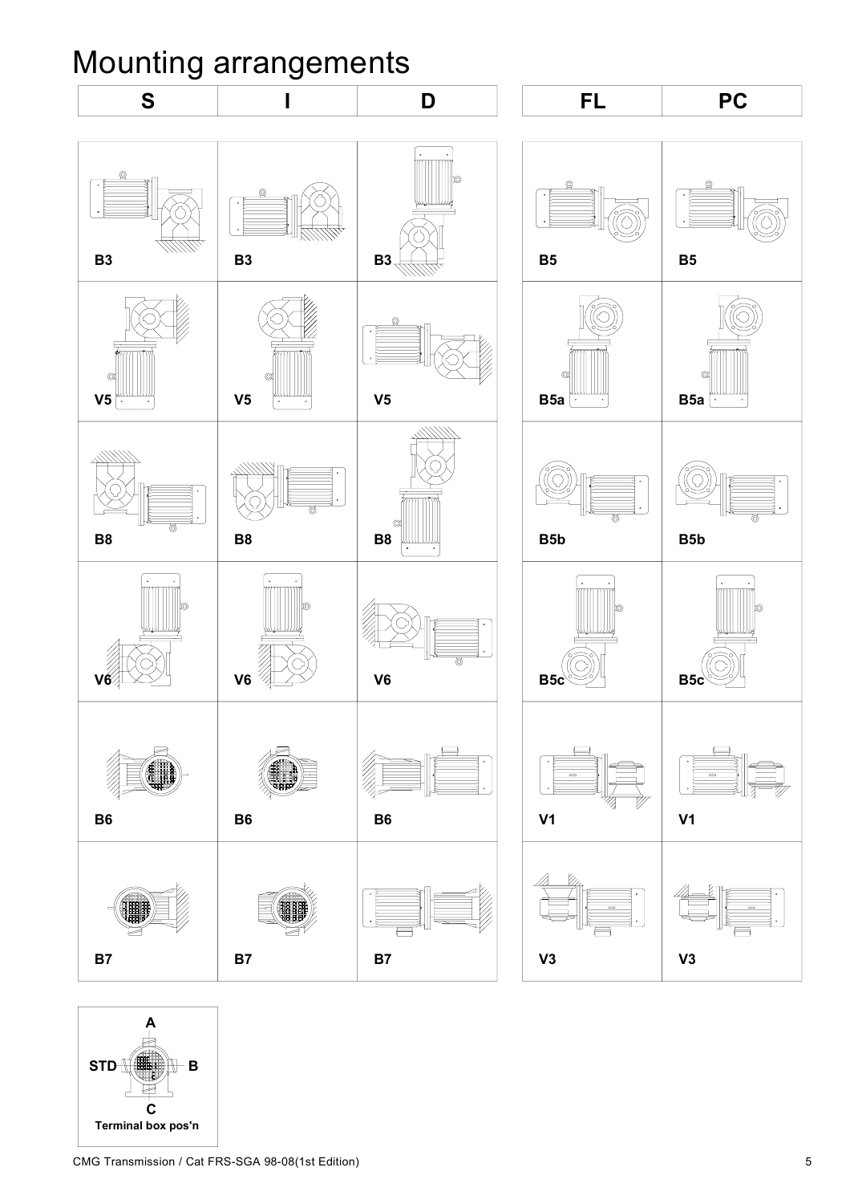# Mounting arrangements

| S | I | D |
|---|---|---|
| B3 | B3 | B3 |
| V5 | V5 | V5 |
| B8 | B8 | B8 |
| V6 | V6 | V6 |
| B6 | B6 | B6 |
| B7 | B7 | B7 |

| FL | PC |
|---|---|
| B5 | B5 |
| B5a | B5a |
| B5b | B5b |
| B5c | B5c |
| V1 | V1 |
| V3 | V3 |

A

STD B

C

Terminal box pos'n

CMG Transmission / Cat FRS-SGA 98-08(1st Edition)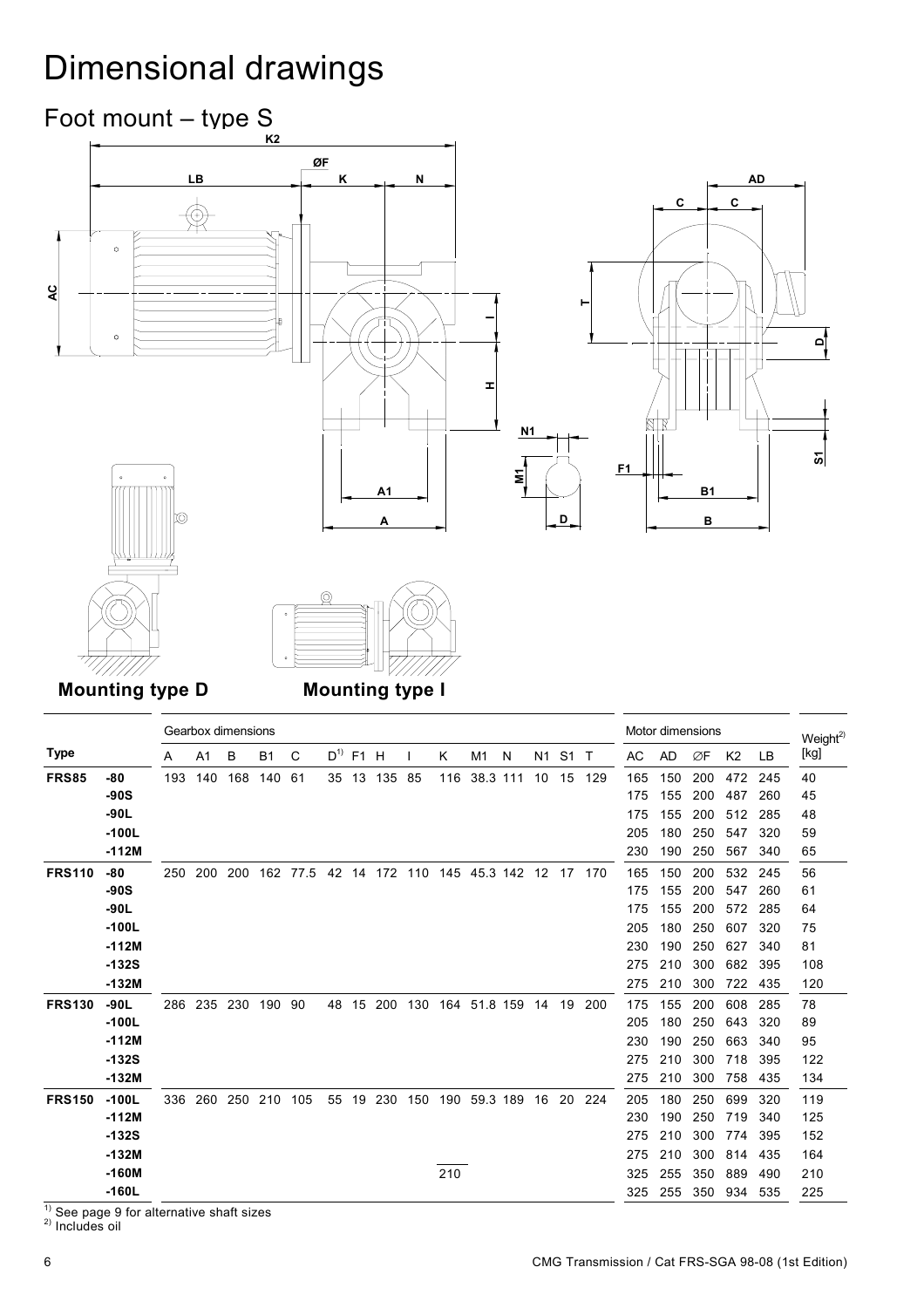# Dimensional drawings

## Foot mount – type S

**Mounting type D**

**Mounting type I**

| Type | | Gearbox dimensions | | | | | | | | | | | | | | | Motor dimensions | | | | | Weight[2] |
|---|---|---|---|---|---|---|---|---|---|---|---|---|---|---|---|---|---|---|---|---|---|---|
| | | A | A1 | B | B1 | C | D[1] | F1 | H | I | K | M1 | N | N1 | S1 | T | AC | AD | ∅F | K2 | LB | [kg] |
| **FRS85** | **-80** | 193 | 140 | 168 | 140 | 61 | 35 | 13 | 135 | 85 | 116 | 38.3 | 111 | 10 | 15 | 129 | 165 | 150 | 200 | 472 | 245 | 40 |
| | **-90S** | | | | | | | | | | | | | | | | 175 | 155 | 200 | 487 | 260 | 45 |
| | **-90L** | | | | | | | | | | | | | | | | 175 | 155 | 200 | 512 | 285 | 48 |
| | **-100L** | | | | | | | | | | | | | | | | 205 | 180 | 250 | 547 | 320 | 59 |
| | **-112M** | | | | | | | | | | | | | | | | 230 | 190 | 250 | 567 | 340 | 65 |
| **FRS110** | **-80** | 250 | 200 | 200 | 162 | 77.5 | 42 | 14 | 172 | 110 | 145 | 45.3 | 142 | 12 | 17 | 170 | 165 | 150 | 200 | 532 | 245 | 56 |
| | **-90S** | | | | | | | | | | | | | | | | 175 | 155 | 200 | 547 | 260 | 61 |
| | **-90L** | | | | | | | | | | | | | | | | 175 | 155 | 200 | 572 | 285 | 64 |
| | **-100L** | | | | | | | | | | | | | | | | 205 | 180 | 250 | 607 | 320 | 75 |
| | **-112M** | | | | | | | | | | | | | | | | 230 | 190 | 250 | 627 | 340 | 81 |
| | **-132S** | | | | | | | | | | | | | | | | 275 | 210 | 300 | 682 | 395 | 108 |
| | **-132M** | | | | | | | | | | | | | | | | 275 | 210 | 300 | 722 | 435 | 120 |
| **FRS130** | **-90L** | 286 | 235 | 230 | 190 | 90 | 48 | 15 | 200 | 130 | 164 | 51.8 | 159 | 14 | 19 | 200 | 175 | 155 | 200 | 608 | 285 | 78 |
| | **-100L** | | | | | | | | | | | | | | | | 205 | 180 | 250 | 643 | 320 | 89 |
| | **-112M** | | | | | | | | | | | | | | | | 230 | 190 | 250 | 663 | 340 | 95 |
| | **-132S** | | | | | | | | | | | | | | | | 275 | 210 | 300 | 718 | 395 | 122 |
| | **-132M** | | | | | | | | | | | | | | | | 275 | 210 | 300 | 758 | 435 | 134 |
| **FRS150** | **-100L** | 336 | 260 | 250 | 210 | 105 | 55 | 19 | 230 | 150 | 190 | 59.3 | 189 | 16 | 20 | 224 | 205 | 180 | 250 | 699 | 320 | 119 |
| | **-112M** | | | | | | | | | | | | | | | | 230 | 190 | 250 | 719 | 340 | 125 |
| | **-132S** | | | | | | | | | | | | | | | | 275 | 210 | 300 | 774 | 395 | 152 |
| | **-132M** | | | | | | | | | | | | | | | | 275 | 210 | 300 | 814 | 435 | 164 |
| | **-160M** | | | | | | | | | | 210 | | | | | | 325 | 255 | 350 | 889 | 490 | 210 |
| | **-160L** | | | | | | | | | | | | | | | | 325 | 255 | 350 | 934 | 535 | 225 |

[1] See page 9 for alternative shaft sizes
[2] Includes oil

CMG Transmission / Cat FRS-SGA 98-08 (1st Edition)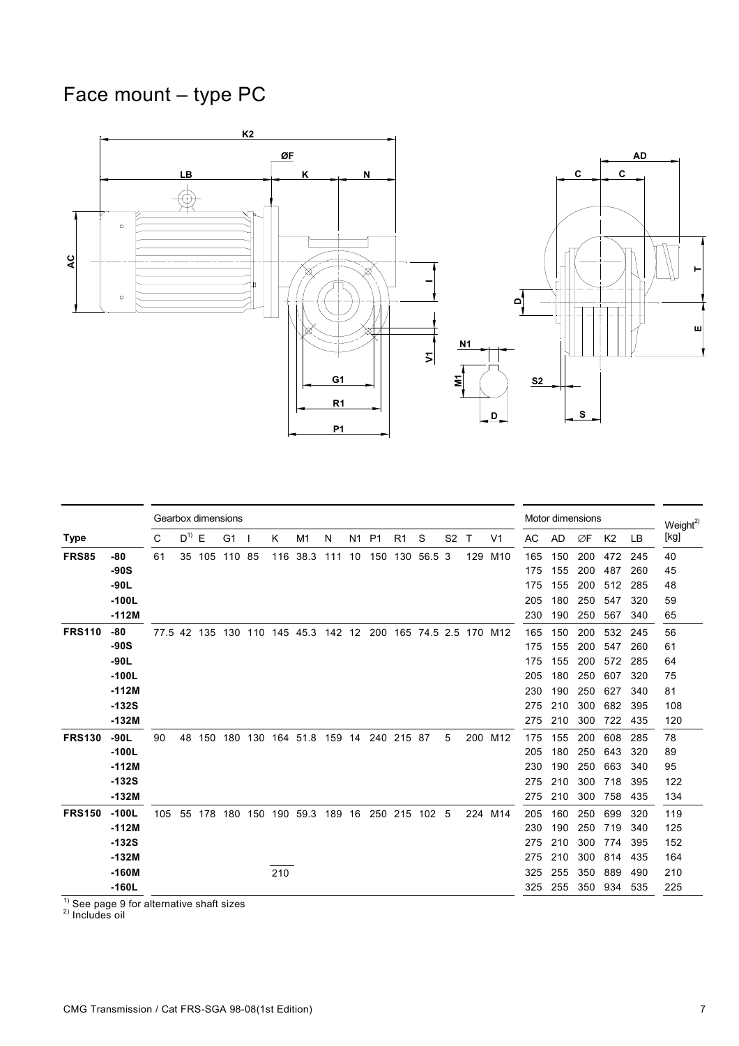# Face mount – type PC

| Type | | Gearbox dimensions | | | | | | | | | | | | | | | | Motor dimensions | | | | | Weight[2) |
|---|---|---|---|---|---|---|---|---|---|---|---|---|---|---|---|---|---|---|---|---|---|---|---|
| | | C | D[1) | E | G1 | I | K | M1 | N | N1 | P1 | R1 | S | S2 | T | V1 | | AC | AD | ∅F | K2 | LB | [kg] |
| **FRS85** | **-80** | 61 | 35 | 105 | 110 | 85 | 116 | 38.3 | 111 | 10 | 150 | 130 | 56.5 | 3 | 129 | M10 | | 165 | 150 | 200 | 472 | 245 | 40 |
| | **-90S** | | | | | | | | | | | | | | | | | 175 | 155 | 200 | 487 | 260 | 45 |
| | **-90L** | | | | | | | | | | | | | | | | | 175 | 155 | 200 | 512 | 285 | 48 |
| | **-100L** | | | | | | | | | | | | | | | | | 205 | 180 | 250 | 547 | 320 | 59 |
| | **-112M** | | | | | | | | | | | | | | | | | 230 | 190 | 250 | 567 | 340 | 65 |
| **FRS110** | **-80** | 77.5 | 42 | 135 | 130 | 110 | 145 | 45.3 | 142 | 12 | 200 | 165 | 74.5 | 2.5 | 170 | M12 | | 165 | 150 | 200 | 532 | 245 | 56 |
| | **-90S** | | | | | | | | | | | | | | | | | 175 | 155 | 200 | 547 | 260 | 61 |
| | **-90L** | | | | | | | | | | | | | | | | | 175 | 155 | 200 | 572 | 285 | 64 |
| | **-100L** | | | | | | | | | | | | | | | | | 205 | 180 | 250 | 607 | 320 | 75 |
| | **-112M** | | | | | | | | | | | | | | | | | 230 | 190 | 250 | 627 | 340 | 81 |
| | **-132S** | | | | | | | | | | | | | | | | | 275 | 210 | 300 | 682 | 395 | 108 |
| | **-132M** | | | | | | | | | | | | | | | | | 275 | 210 | 300 | 722 | 435 | 120 |
| **FRS130** | **-90L** | 90 | 48 | 150 | 180 | 130 | 164 | 51.8 | 159 | 14 | 240 | 215 | 87 | 5 | 200 | M12 | | 175 | 155 | 200 | 608 | 285 | 78 |
| | **-100L** | | | | | | | | | | | | | | | | | 205 | 180 | 250 | 643 | 320 | 89 |
| | **-112M** | | | | | | | | | | | | | | | | | 230 | 190 | 250 | 663 | 340 | 95 |
| | **-132S** | | | | | | | | | | | | | | | | | 275 | 210 | 300 | 718 | 395 | 122 |
| | **-132M** | | | | | | | | | | | | | | | | | 275 | 210 | 300 | 758 | 435 | 134 |
| **FRS150** | **-100L** | 105 | 55 | 178 | 180 | 150 | 190 | 59.3 | 189 | 16 | 250 | 215 | 102 | 5 | 224 | M14 | | 205 | 160 | 250 | 699 | 320 | 119 |
| | **-112M** | | | | | | | | | | | | | | | | | 230 | 190 | 250 | 719 | 340 | 125 |
| | **-132S** | | | | | | | | | | | | | | | | | 275 | 210 | 300 | 774 | 395 | 152 |
| | **-132M** | | | | | | | | | | | | | | | | | 275 | 210 | 300 | 814 | 435 | 164 |
| | **-160M** | | | | | | 210 | | | | | | | | | | | 325 | 255 | 350 | 889 | 490 | 210 |
| | **-160L** | | | | | | | | | | | | | | | | | 325 | 255 | 350 | 934 | 535 | 225 |

[1) See page 9 for alternative shaft sizes
[2) Includes oil

CMG Transmission / Cat FRS-SGA 98-08(1st Edition)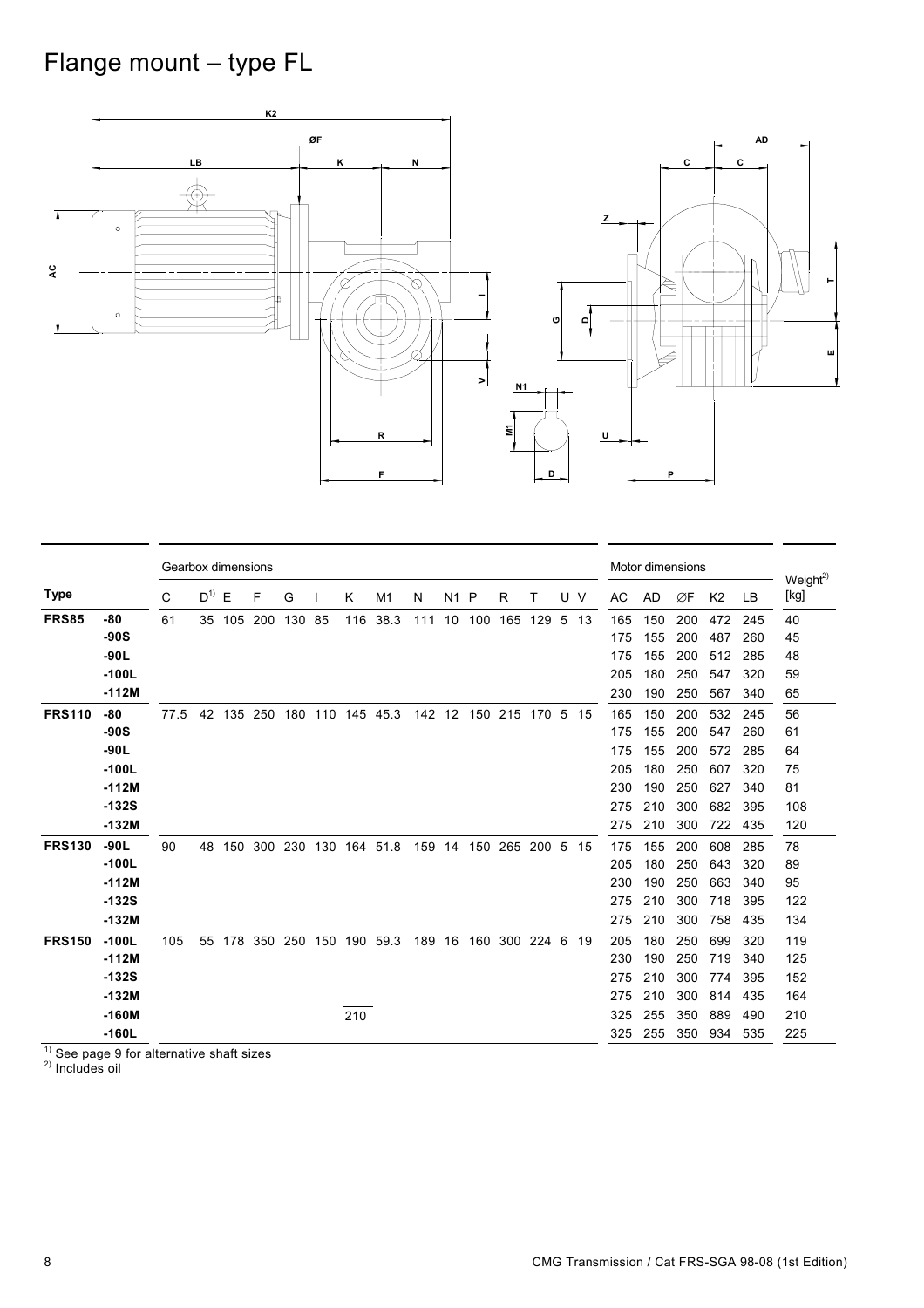# Flange mount – type FL

| Type | | Gearbox dimensions | | | | | | | | | | | | | | | Motor dimensions | | | | | Weight[2) |
|---|---|---|---|---|---|---|---|---|---|---|---|---|---|---|---|---|---|---|---|---|---|---|
| | | C | D[1) | E | F | G | I | K | M1 | N | N1 | P | R | T | U | V | AC | AD | ∅F | K2 | LB | [kg] |
| **FRS85** | **-80** | 61 | 35 | 105 | 200 | 130 | 85 | 116 | 38.3 | 111 | 10 | 100 | 165 | 129 | 5 | 13 | 165 | 150 | 200 | 472 | 245 | 40 |
| | **-90S** | | | | | | | | | | | | | | | | 175 | 155 | 200 | 487 | 260 | 45 |
| | **-90L** | | | | | | | | | | | | | | | | 175 | 155 | 200 | 512 | 285 | 48 |
| | **-100L** | | | | | | | | | | | | | | | | 205 | 180 | 250 | 547 | 320 | 59 |
| | **-112M** | | | | | | | | | | | | | | | | 230 | 190 | 250 | 567 | 340 | 65 |
| **FRS110** | **-80** | 77.5 | 42 | 135 | 250 | 180 | 110 | 145 | 45.3 | 142 | 12 | 150 | 215 | 170 | 5 | 15 | 165 | 150 | 200 | 532 | 245 | 56 |
| | **-90S** | | | | | | | | | | | | | | | | 175 | 155 | 200 | 547 | 260 | 61 |
| | **-90L** | | | | | | | | | | | | | | | | 175 | 155 | 200 | 572 | 285 | 64 |
| | **-100L** | | | | | | | | | | | | | | | | 205 | 180 | 250 | 607 | 320 | 75 |
| | **-112M** | | | | | | | | | | | | | | | | 230 | 190 | 250 | 627 | 340 | 81 |
| | **-132S** | | | | | | | | | | | | | | | | 275 | 210 | 300 | 682 | 395 | 108 |
| | **-132M** | | | | | | | | | | | | | | | | 275 | 210 | 300 | 722 | 435 | 120 |
| **FRS130** | **-90L** | 90 | 48 | 150 | 300 | 230 | 130 | 164 | 51.8 | 159 | 14 | 150 | 265 | 200 | 5 | 15 | 175 | 155 | 200 | 608 | 285 | 78 |
| | **-100L** | | | | | | | | | | | | | | | | 205 | 180 | 250 | 643 | 320 | 89 |
| | **-112M** | | | | | | | | | | | | | | | | 230 | 190 | 250 | 663 | 340 | 95 |
| | **-132S** | | | | | | | | | | | | | | | | 275 | 210 | 300 | 718 | 395 | 122 |
| | **-132M** | | | | | | | | | | | | | | | | 275 | 210 | 300 | 758 | 435 | 134 |
| **FRS150** | **-100L** | 105 | 55 | 178 | 350 | 250 | 150 | 190 | 59.3 | 189 | 16 | 160 | 300 | 224 | 6 | 19 | 205 | 180 | 250 | 699 | 320 | 119 |
| | **-112M** | | | | | | | | | | | | | | | | 230 | 190 | 250 | 719 | 340 | 125 |
| | **-132S** | | | | | | | | | | | | | | | | 275 | 210 | 300 | 774 | 395 | 152 |
| | **-132M** | | | | | | | | | | | | | | | | 275 | 210 | 300 | 814 | 435 | 164 |
| | **-160M** | | | | | | | 210 | | | | | | | | | 325 | 255 | 350 | 889 | 490 | 210 |
| | **-160L** | | | | | | | | | | | | | | | | 325 | 255 | 350 | 934 | 535 | 225 |

1) See page 9 for alternative shaft sizes
2) Includes oil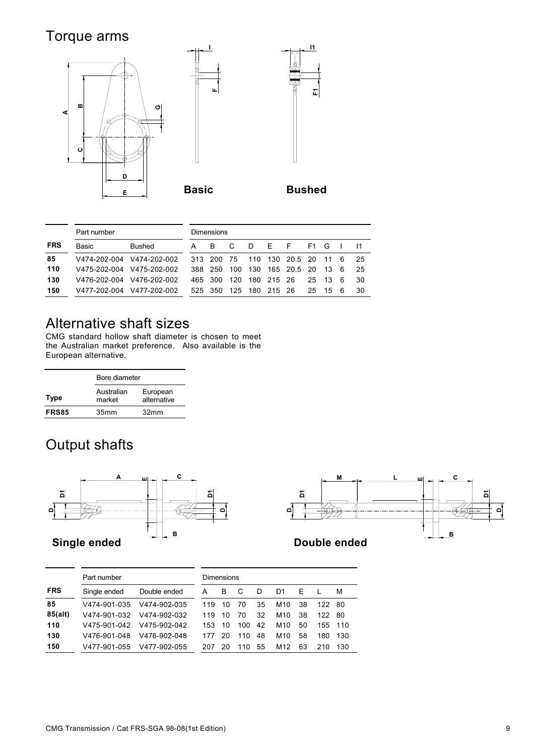## Torque arms

**Basic** **Bushed**

| FRS | Part number | | Dimensions | | | | | | | | | |
|---|---|---|---|---|---|---|---|---|---|---|---|---|
| | Basic | Bushed | A | B | C | D | E | F | F1 | G | I | I1 |
| **85** | V474-202-004 | V474-202-002 | 313 | 200 | 75 | 110 | 130 | 20.5 | 20 | 11 | 6 | 25 |
| **110** | V475-202-004 | V475-202-002 | 388 | 250 | 100 | 130 | 165 | 20.5 | 20 | 13 | 6 | 25 |
| **130** | V476-202-004 | V476-202-002 | 465 | 300 | 120 | 180 | 215 | 26 | 25 | 13 | 6 | 30 |
| **150** | V477-202-004 | V477-202-002 | 525 | 350 | 125 | 180 | 215 | 26 | 25 | 15 | 6 | 30 |

## Alternative shaft sizes

CMG standard hollow shaft diameter is chosen to meet the Australian market preference. Also available is the European alternative.

| Type | Bore diameter | |
|---|---|---|
| | Australian market | European alternative |
| **FRS85** | 35mm | 32mm |

## Output shafts

**Single ended** **Double ended**

| FRS | Part number | | Dimensions | | | | | | | |
|---|---|---|---|---|---|---|---|---|---|---|
| | Single ended | Double ended | A | B | C | D | D1 | E | L | M |
| **85** | V474-901-035 | V474-902-035 | 119 | 10 | 70 | 35 | M10 | 38 | 122 | 80 |
| **85(alt)** | V474-901-032 | V474-902-032 | 119 | 10 | 70 | 32 | M10 | 38 | 122 | 80 |
| **110** | V475-901-042 | V475-902-042 | 153 | 10 | 100 | 42 | M10 | 50 | 155 | 110 |
| **130** | V476-901-048 | V476-902-048 | 177 | 20 | 110 | 48 | M10 | 58 | 180 | 130 |
| **150** | V477-901-055 | V477-902-055 | 207 | 20 | 110 | 55 | M12 | 63 | 210 | 130 |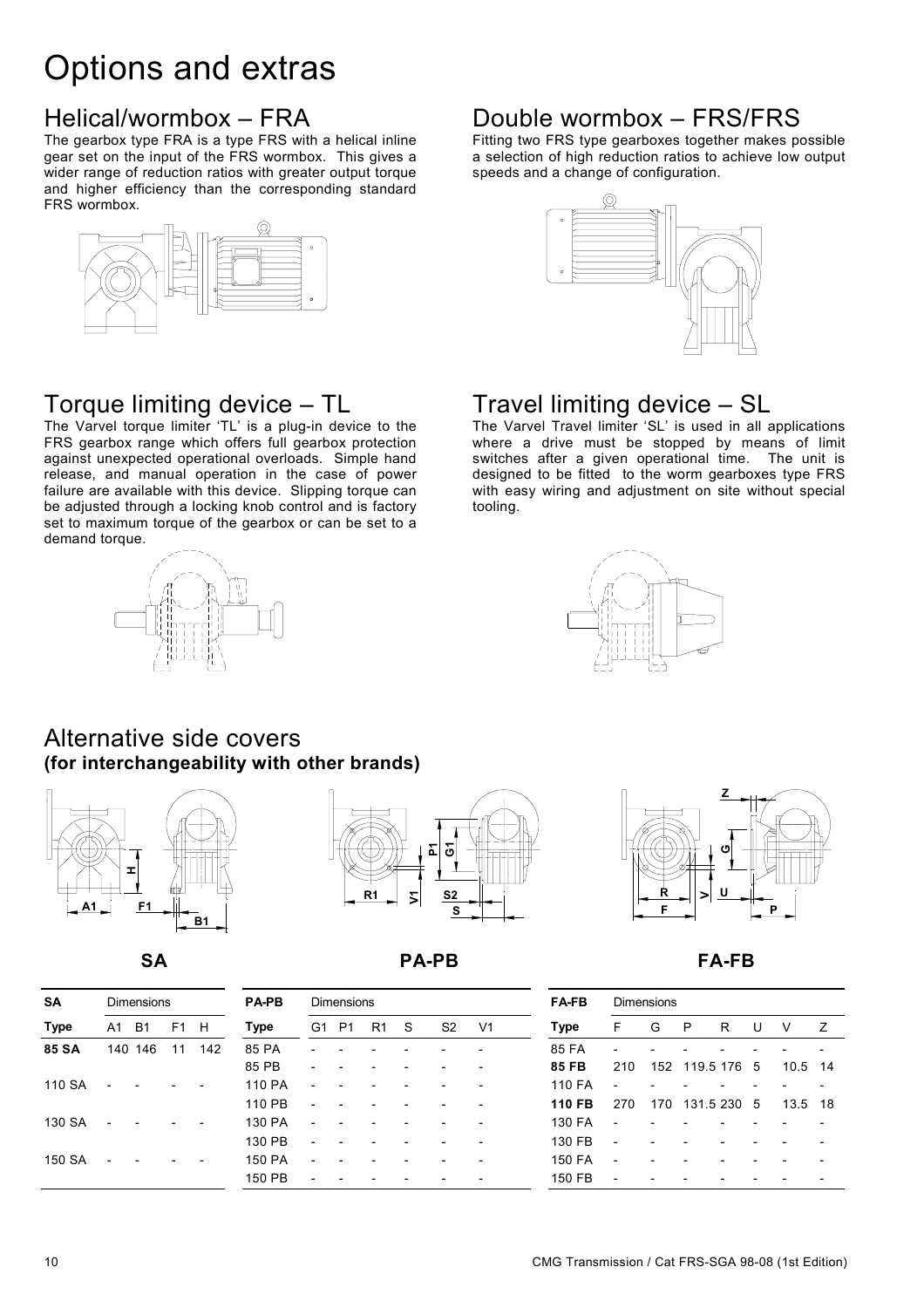# Options and extras

## Helical/wormbox – FRA

The gearbox type FRA is a type FRS with a helical inline gear set on the input of the FRS wormbox. This gives a wider range of reduction ratios with greater output torque and higher efficiency than the corresponding standard FRS wormbox.

## Double wormbox – FRS/FRS

Fitting two FRS type gearboxes together makes possible a selection of high reduction ratios to achieve low output speeds and a change of configuration.

## Torque limiting device – TL

The Varvel torque limiter 'TL' is a plug-in device to the FRS gearbox range which offers full gearbox protection against unexpected operational overloads. Simple hand release, and manual operation in the case of power failure are available with this device. Slipping torque can be adjusted through a locking knob control and is factory set to maximum torque of the gearbox or can be set to a demand torque.

## Travel limiting device – SL

The Varvel Travel limiter 'SL' is used in all applications where a drive must be stopped by means of limit switches after a given operational time. The unit is designed to be fitted to the worm gearboxes type FRS with easy wiring and adjustment on site without special tooling.

## Alternative side covers
**(for interchangeability with other brands)**

**SA**

| SA | Dimensions | | | |
|---|---|---|---|---|
| **Type** | A1 | B1 | F1 | H |
| **85 SA** | 140 | 146 | 11 | 142 |
| 110 SA | - | - | - | - |
| 130 SA | - | - | - | - |
| 150 SA | - | - | - | - |

**PA-PB**

| PA-PB | Dimensions | | | | | |
|---|---|---|---|---|---|---|
| **Type** | G1 | P1 | R1 | S | S2 | V1 |
| 85 PA | - | - | - | - | - | - |
| 85 PB | - | - | - | - | - | - |
| 110 PA | - | - | - | - | - | - |
| 110 PB | - | - | - | - | - | - |
| 130 PA | - | - | - | - | - | - |
| 130 PB | - | - | - | - | - | - |
| 150 PA | - | - | - | - | - | - |
| 150 PB | - | - | - | - | - | - |

**FA-FB**

| FA-FB | Dimensions | | | | | | |
|---|---|---|---|---|---|---|---|
| **Type** | F | G | P | R | U | V | Z |
| 85 FA | - | - | - | - | - | - | - |
| **85 FB** | 210 | 152 | 119.5 | 176 | 5 | 10.5 | 14 |
| 110 FA | - | - | - | - | - | - | - |
| **110 FB** | 270 | 170 | 131.5 | 230 | 5 | 13.5 | 18 |
| 130 FA | - | - | - | - | - | - | - |
| 130 FB | - | - | - | - | - | - | - |
| 150 FA | - | - | - | - | - | - | - |
| 150 FB | - | - | - | - | - | - | - |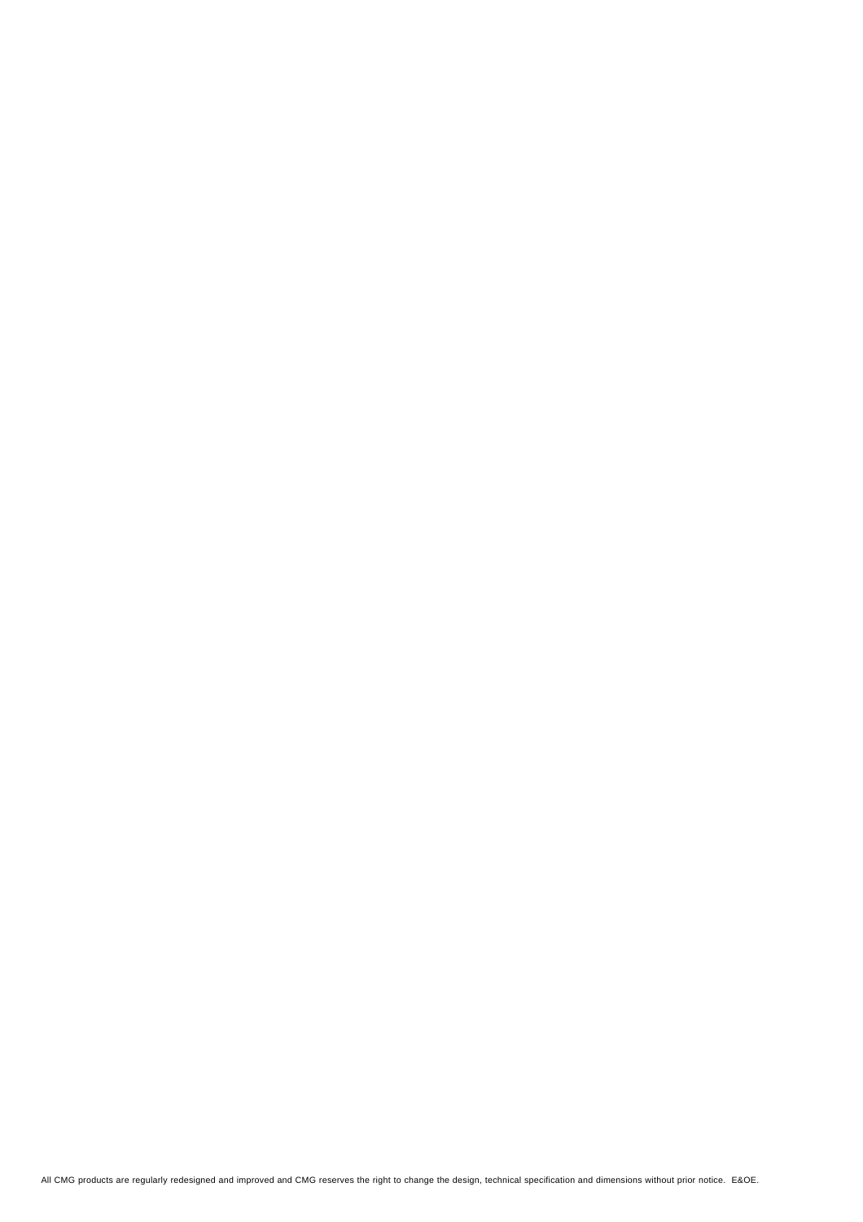All CMG products are regularly redesigned and improved and CMG reserves the right to change the design, technical specification and dimensions without prior notice. E&OE.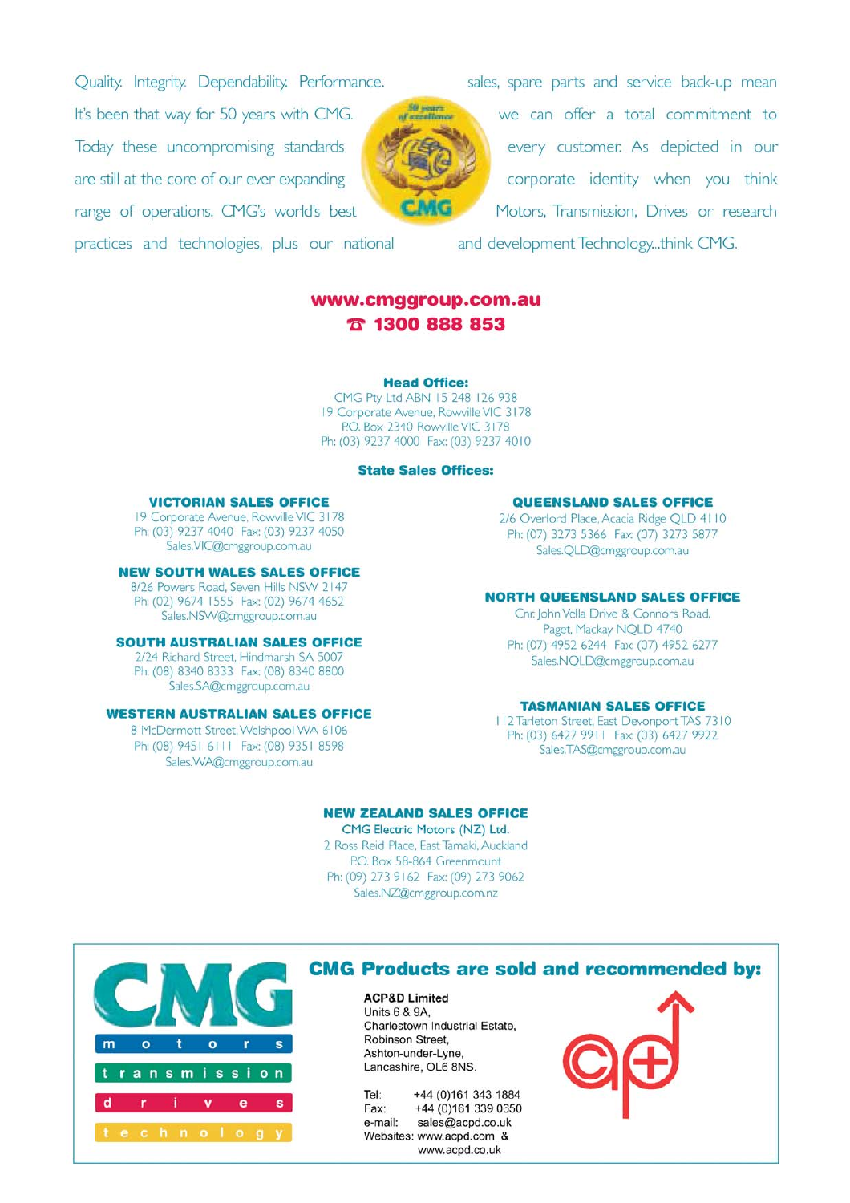Quality. Integrity. Dependability. Performance. It's been that way for 50 years with CMG. Today these uncompromising standards are still at the core of our ever expanding range of operations. CMG's world's best practices and technologies, plus our national sales, spare parts and service back-up mean we can offer a total commitment to every customer. As depicted in our corporate identity when you think Motors, Transmission, Drives or research and development Technology...think CMG.

**www.cmggroup.com.au**
**☎ 1300 888 853**

**Head Office:**
CMG Pty Ltd ABN 15 248 126 938
19 Corporate Avenue, Rowville VIC 3178
P.O. Box 2340 Rowville VIC 3178
Ph: (03) 9237 4000 Fax: (03) 9237 4010

**State Sales Offices:**

**VICTORIAN SALES OFFICE**
19 Corporate Avenue, Rowville VIC 3178
Ph: (03) 9237 4040 Fax: (03) 9237 4050
Sales.VIC@cmggroup.com.au

**NEW SOUTH WALES SALES OFFICE**
8/26 Powers Road, Seven Hills NSW 2147
Ph: (02) 9674 1555 Fax: (02) 9674 4652
Sales.NSW@cmggroup.com.au

**SOUTH AUSTRALIAN SALES OFFICE**
2/24 Richard Street, Hindmarsh SA 5007
Ph: (08) 8340 8333 Fax: (08) 8340 8800
Sales.SA@cmggroup.com.au

**WESTERN AUSTRALIAN SALES OFFICE**
8 McDermott Street, Welshpool WA 6106
Ph: (08) 9451 6111 Fax: (08) 9351 8598
Sales.WA@cmggroup.com.au

**QUEENSLAND SALES OFFICE**
2/6 Overlord Place, Acacia Ridge QLD 4110
Ph: (07) 3273 5366 Fax: (07) 3273 5877
Sales.QLD@cmggroup.com.au

**NORTH QUEENSLAND SALES OFFICE**
Cnr. John Vella Drive & Connors Road,
Paget, Mackay NQLD 4740
Ph: (07) 4952 6244 Fax: (07) 4952 6277
Sales.NQLD@cmggroup.com.au

**TASMANIAN SALES OFFICE**
112 Tarleton Street, East Devonport TAS 7310
Ph: (03) 6427 9911 Fax: (03) 6427 9922
Sales.TAS@cmggroup.com.au

**NEW ZEALAND SALES OFFICE**
CMG Electric Motors (NZ) Ltd.
2 Ross Reid Place, East Tamaki, Auckland
P.O. Box 58-864 Greenmount
Ph: (09) 273 9162 Fax: (09) 273 9062
Sales.NZ@cmggroup.com.nz

CMG
motors
transmission
drives
technology

## CMG Products are sold and recommended by:

**ACP&D Limited**
Units 6 & 9A,
Charlestown Industrial Estate,
Robinson Street,
Ashton-under-Lyne,
Lancashire, OL6 8NS.

Tel: +44 (0)161 343 1884
Fax: +44 (0)161 339 0650
e-mail: sales@acpd.co.uk
Websites: www.acpd.com & www.acpd.co.uk